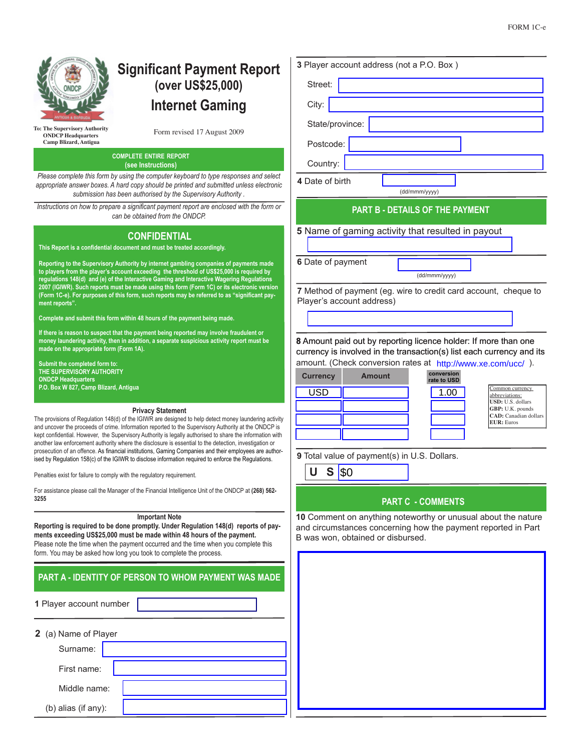FORM 1C-e

# Significant Payment Report
## (over US$25,000)
## Internet Gaming

To: The Supervisory Authority
ONDCP Headquarters
Camp Blizard, Antigua

Form revised 17 August 2009

**COMPLETE ENTIRE REPORT**
**(see Instructions)**

*Please complete this form by using the computer keyboard to type responses and select appropriate answer boxes. A hard copy should be printed and submitted unless electronic submission has been authorised by the Supervisory Authority .*

*Instructions on how to prepare a significant payment report are enclosed with the form or can be obtained from the ONDCP.*

## CONFIDENTIAL

**This Report is a confidential document and must be treated accordingly.**

**Reporting to the Supervisory Authority by internet gambling companies of payments made to players from the player's account exceeding the threshold of US$25,000 is required by regulations 148(d) and (e) of the Interactive Gaming and Interactive Wagering Regulations 2007 (IGIWR). Such reports must be made using this form (Form 1C) or its electronic version (Form 1C-e). For purposes of this form, such reports may be referred to as "significant payment reports".**

**Complete and submit this form within 48 hours of the payment being made.**

**If there is reason to suspect that the payment being reported may involve fraudulent or money laundering activity, then in addition, a separate suspicious activity report must be made on the appropriate form (Form 1A).**

**Submit the completed form to:**
**THE SUPERVISORY AUTHORITY**
**ONDCP Headquarters**
**P.O. Box W 827, Camp Blizard, Antigua**

### Privacy Statement

The provisions of Regulation 148(d) of the IGIWR are designed to help detect money laundering activity and uncover the proceeds of crime. Information reported to the Supervisory Authority at the ONDCP is kept confidential. However, the Supervisory Authority is legally authorised to share the information with another law enforcement authority where the disclosure is essential to the detection, investigation or prosecution of an offence. As financial institutions, Gaming Companies and their employees are authorised by Regulation 158(c) of the IGIWR to disclose information required to enforce the Regulations.

Penalties exist for failure to comply with the regulatory requirement.

For assistance please call the Manager of the Financial Intelligence Unit of the ONDCP at **(268) 562-3255**

### Important Note

**Reporting is required to be done promptly. Under Regulation 148(d) reports of payments exceeding US$25,000 must be made within 48 hours of the payment.**
Please note the time when the payment occurred and the time when you complete this form. You may be asked how long you took to complete the process.

## PART A - IDENTITY OF PERSON TO WHOM PAYMENT WAS MADE

**1** Player account number

**2** (a) Name of Player

Surname:

First name:

Middle name:

(b) alias (if any):

**3** Player account address (not a P.O. Box )

Street:

City:

State/province:

Postcode:

Country:

**4** Date of birth (dd/mmm/yyyy)

## PART B - DETAILS OF THE PAYMENT

**5** Name of gaming activity that resulted in payout

**6** Date of payment (dd/mmm/yyyy)

**7** Method of payment (eg. wire to credit card account, cheque to Player's account address)

**8** Amount paid out by reporting licence holder: If more than one currency is involved in the transaction(s) list each currency and its amount. (Check conversion rates at http://www.xe.com/ucc/ ).

| Currency | Amount | conversion rate to USD |
|---|---|---|
| USD | | 1.00 |
| | | |
| | | |
| | | |

Common currency abbreviations:
**USD:** U.S. dollars
**GBP:** U.K. pounds
**CAD:** Canadian dollars
**EUR:** Euros

**9** Total value of payment(s) in U.S. Dollars.

U S $0

## PART C - COMMENTS

**10** Comment on anything noteworthy or unusual about the nature and circumstances concerning how the payment reported in Part B was won, obtained or disbursed.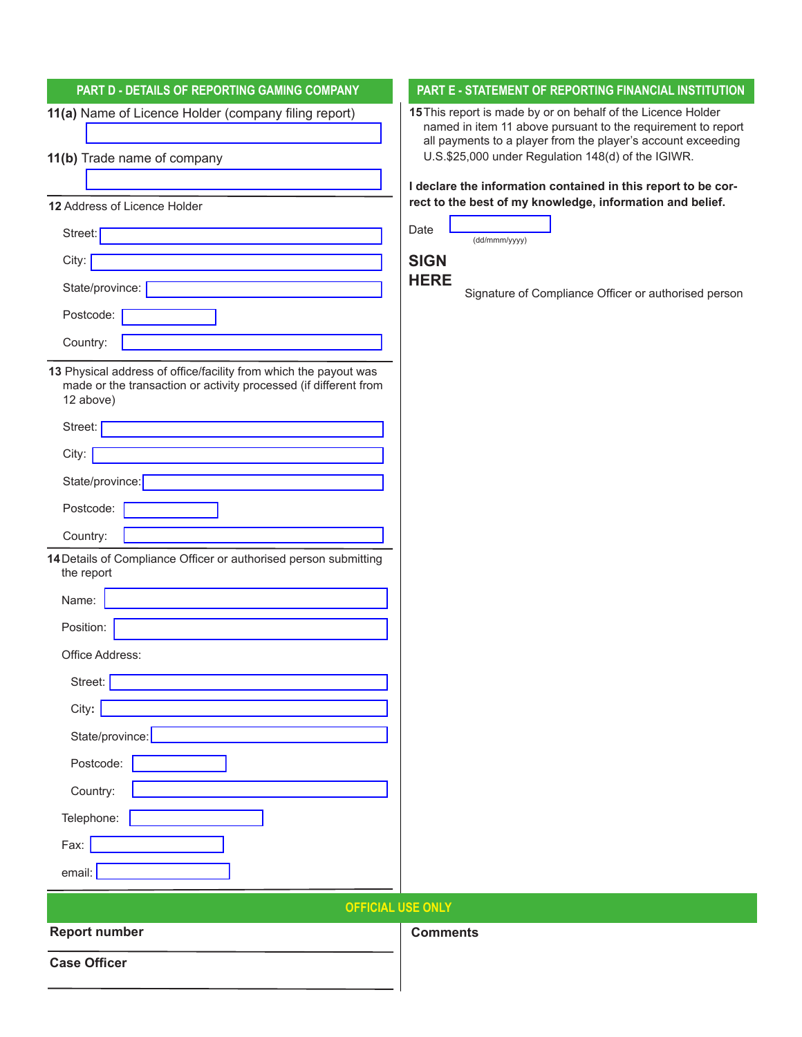## PART D - DETAILS OF REPORTING GAMING COMPANY

**11(a)** Name of Licence Holder (company filing report)

**11(b)** Trade name of company

**12** Address of Licence Holder

Street:

City:

State/province:

Postcode:

Country:

**13** Physical address of office/facility from which the payout was made or the transaction or activity processed (if different from 12 above)

Street:

City:

State/province:

Postcode:

Country:

**14** Details of Compliance Officer or authorised person submitting the report

Name:

Position:

Office Address:

Street:

City:

State/province:

Postcode:

Country:

Telephone:

Fax:

email:

## PART E - STATEMENT OF REPORTING FINANCIAL INSTITUTION

**15** This report is made by or on behalf of the Licence Holder named in item 11 above pursuant to the requirement to report all payments to a player from the player's account exceeding U.S.$25,000 under Regulation 148(d) of the IGIWR.

**I declare the information contained in this report to be correct to the best of my knowledge, information and belief.**

Date (dd/mmm/yyyy)

**SIGN HERE**

Signature of Compliance Officer or authorised person

## OFFICIAL USE ONLY

**Report number**

**Case Officer**

**Comments**